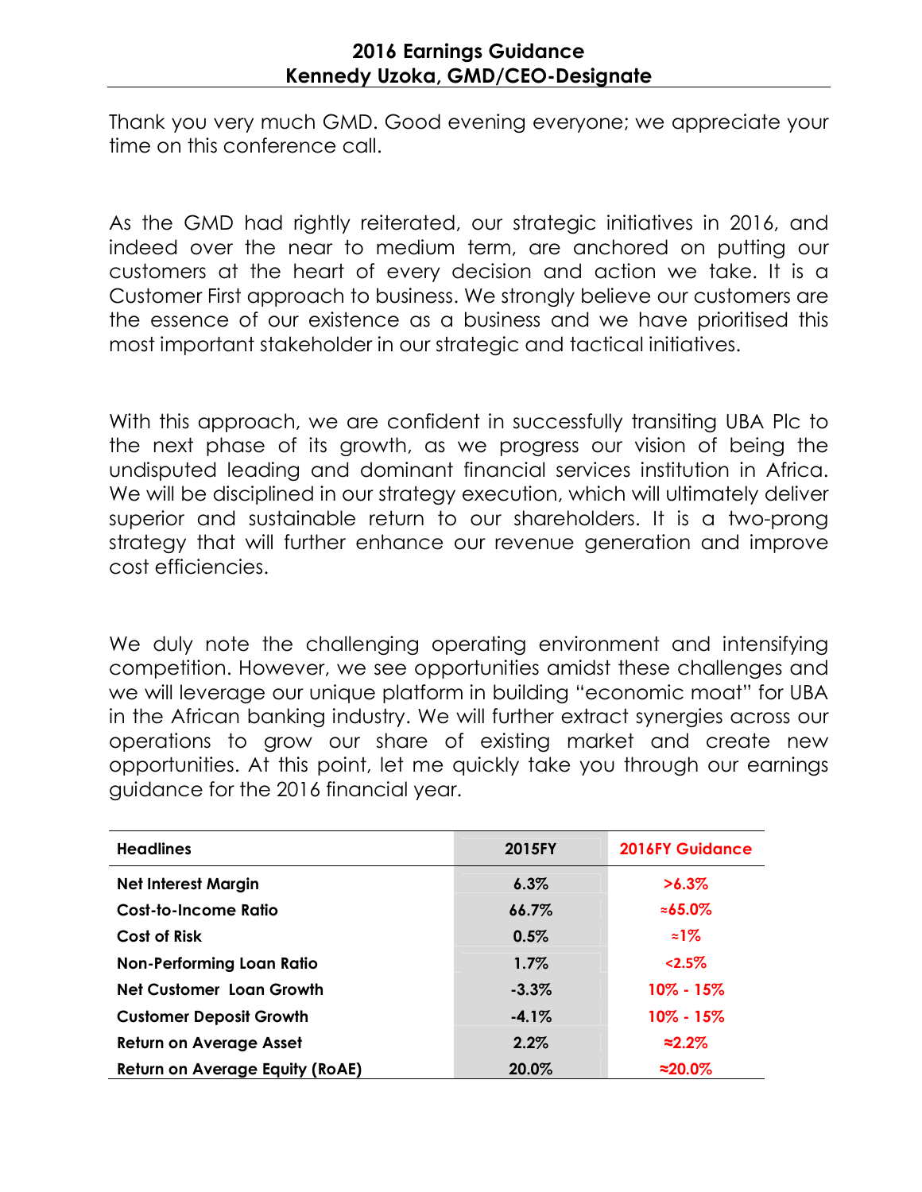## 2016 Earnings Guidance
## Kennedy Uzoka, GMD/CEO-Designate

Thank you very much GMD. Good evening everyone; we appreciate your time on this conference call.

As the GMD had rightly reiterated, our strategic initiatives in 2016, and indeed over the near to medium term, are anchored on putting our customers at the heart of every decision and action we take. It is a Customer First approach to business. We strongly believe our customers are the essence of our existence as a business and we have prioritised this most important stakeholder in our strategic and tactical initiatives.

With this approach, we are confident in successfully transiting UBA Plc to the next phase of its growth, as we progress our vision of being the undisputed leading and dominant financial services institution in Africa. We will be disciplined in our strategy execution, which will ultimately deliver superior and sustainable return to our shareholders. It is a two-prong strategy that will further enhance our revenue generation and improve cost efficiencies.

We duly note the challenging operating environment and intensifying competition. However, we see opportunities amidst these challenges and we will leverage our unique platform in building "economic moat" for UBA in the African banking industry. We will further extract synergies across our operations to grow our share of existing market and create new opportunities. At this point, let me quickly take you through our earnings guidance for the 2016 financial year.

| Headlines | 2015FY | 2016FY Guidance |
|---|---|---|
| Net Interest Margin | 6.3% | >6.3% |
| Cost-to-Income Ratio | 66.7% | ≈65.0% |
| Cost of Risk | 0.5% | ≈1% |
| Non-Performing Loan Ratio | 1.7% | <2.5% |
| Net Customer Loan Growth | -3.3% | 10% - 15% |
| Customer Deposit Growth | -4.1% | 10% - 15% |
| Return on Average Asset | 2.2% | ≈2.2% |
| Return on Average Equity (RoAE) | 20.0% | ≈20.0% |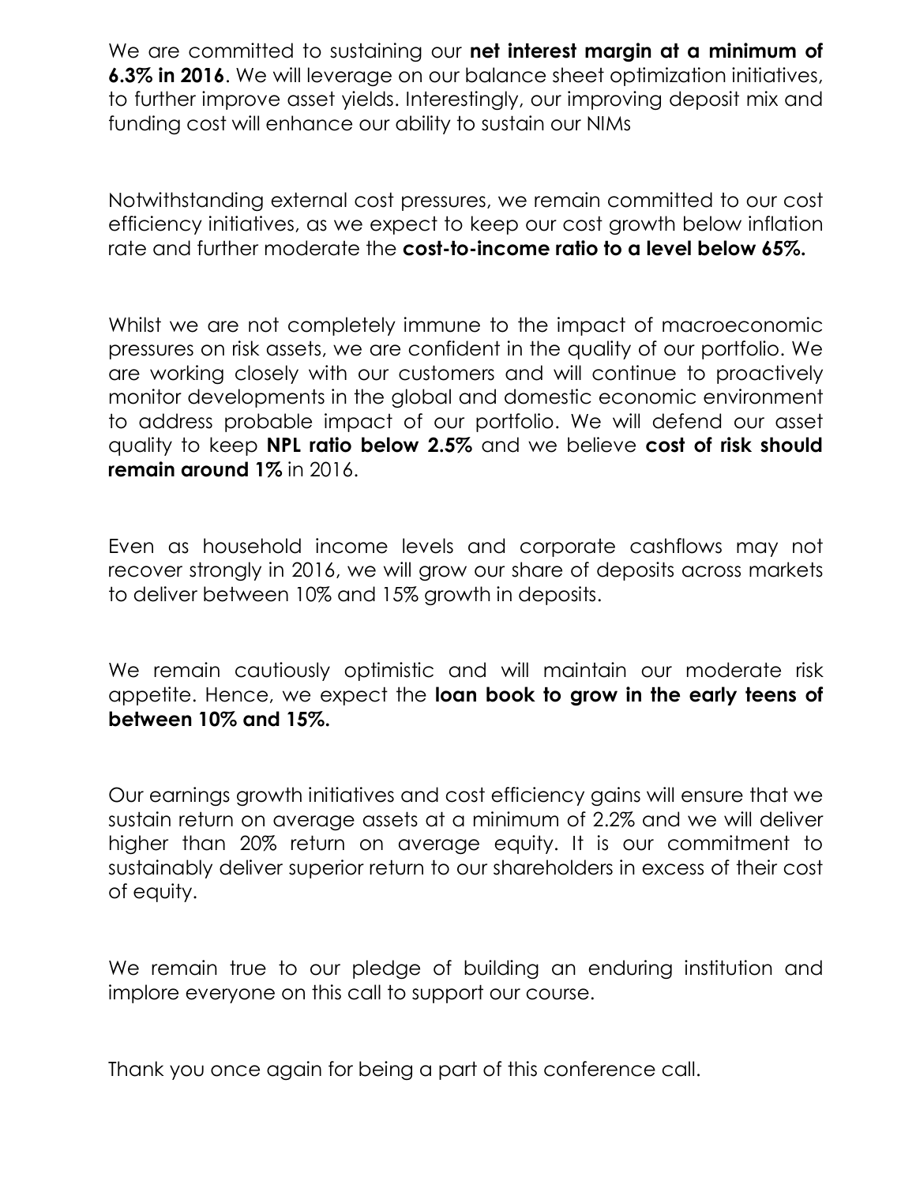We are committed to sustaining our **net interest margin at a minimum of 6.3% in 2016**. We will leverage on our balance sheet optimization initiatives, to further improve asset yields. Interestingly, our improving deposit mix and funding cost will enhance our ability to sustain our NIMs

Notwithstanding external cost pressures, we remain committed to our cost efficiency initiatives, as we expect to keep our cost growth below inflation rate and further moderate the **cost-to-income ratio to a level below 65%.**

Whilst we are not completely immune to the impact of macroeconomic pressures on risk assets, we are confident in the quality of our portfolio. We are working closely with our customers and will continue to proactively monitor developments in the global and domestic economic environment to address probable impact of our portfolio. We will defend our asset quality to keep **NPL ratio below 2.5%** and we believe **cost of risk should remain around 1%** in 2016.

Even as household income levels and corporate cashflows may not recover strongly in 2016, we will grow our share of deposits across markets to deliver between 10% and 15% growth in deposits.

We remain cautiously optimistic and will maintain our moderate risk appetite. Hence, we expect the **loan book to grow in the early teens of between 10% and 15%.**

Our earnings growth initiatives and cost efficiency gains will ensure that we sustain return on average assets at a minimum of 2.2% and we will deliver higher than 20% return on average equity. It is our commitment to sustainably deliver superior return to our shareholders in excess of their cost of equity.

We remain true to our pledge of building an enduring institution and implore everyone on this call to support our course.

Thank you once again for being a part of this conference call.